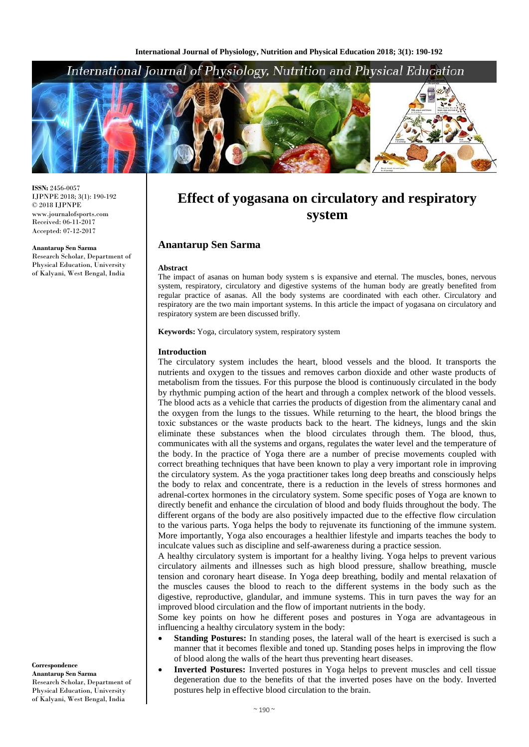# Effect of yogasana on circulatory and respiratory system

## Anantarup Sen Sarma

**ISSN:** 2456-0057
IJPNPE 2018; 3(1): 190-192
© 2018 IJPNPE
www.journalofsports.com
Received: 06-11-2017
Accepted: 07-12-2017

**Anantarup Sen Sarma**
Research Scholar, Department of Physical Education, University of Kalyani, West Bengal, India

**Correspondence**
**Anantarup Sen Sarma**
Research Scholar, Department of Physical Education, University of Kalyani, West Bengal, India

### Abstract

The impact of asanas on human body system s is expansive and eternal. The muscles, bones, nervous system, respiratory, circulatory and digestive systems of the human body are greatly benefited from regular practice of asanas. All the body systems are coordinated with each other. Circulatory and respiratory are the two main important systems. In this article the impact of yogasana on circulatory and respiratory system are been discussed brifly.

**Keywords:** Yoga, circulatory system, respiratory system

### Introduction

The circulatory system includes the heart, blood vessels and the blood. It transports the nutrients and oxygen to the tissues and removes carbon dioxide and other waste products of metabolism from the tissues. For this purpose the blood is continuously circulated in the body by rhythmic pumping action of the heart and through a complex network of the blood vessels. The blood acts as a vehicle that carries the products of digestion from the alimentary canal and the oxygen from the lungs to the tissues. While returning to the heart, the blood brings the toxic substances or the waste products back to the heart. The kidneys, lungs and the skin eliminate these substances when the blood circulates through them. The blood, thus, communicates with all the systems and organs, regulates the water level and the temperature of the body. In the practice of Yoga there are a number of precise movements coupled with correct breathing techniques that have been known to play a very important role in improving the circulatory system. As the yoga practitioner takes long deep breaths and consciously helps the body to relax and concentrate, there is a reduction in the levels of stress hormones and adrenal-cortex hormones in the circulatory system. Some specific poses of Yoga are known to directly benefit and enhance the circulation of blood and body fluids throughout the body. The different organs of the body are also positively impacted due to the effective flow circulation to the various parts. Yoga helps the body to rejuvenate its functioning of the immune system. More importantly, Yoga also encourages a healthier lifestyle and imparts teaches the body to inculcate values such as discipline and self-awareness during a practice session.

A healthy circulatory system is important for a healthy living. Yoga helps to prevent various circulatory ailments and illnesses such as high blood pressure, shallow breathing, muscle tension and coronary heart disease. In Yoga deep breathing, bodily and mental relaxation of the muscles causes the blood to reach to the different systems in the body such as the digestive, reproductive, glandular, and immune systems. This in turn paves the way for an improved blood circulation and the flow of important nutrients in the body.

Some key points on how he different poses and postures in Yoga are advantageous in influencing a healthy circulatory system in the body:

- **Standing Postures:** In standing poses, the lateral wall of the heart is exercised is such a manner that it becomes flexible and toned up. Standing poses helps in improving the flow of blood along the walls of the heart thus preventing heart diseases.
- **Inverted Postures:** Inverted postures in Yoga helps to prevent muscles and cell tissue degeneration due to the benefits of that the inverted poses have on the body. Inverted postures help in effective blood circulation to the brain.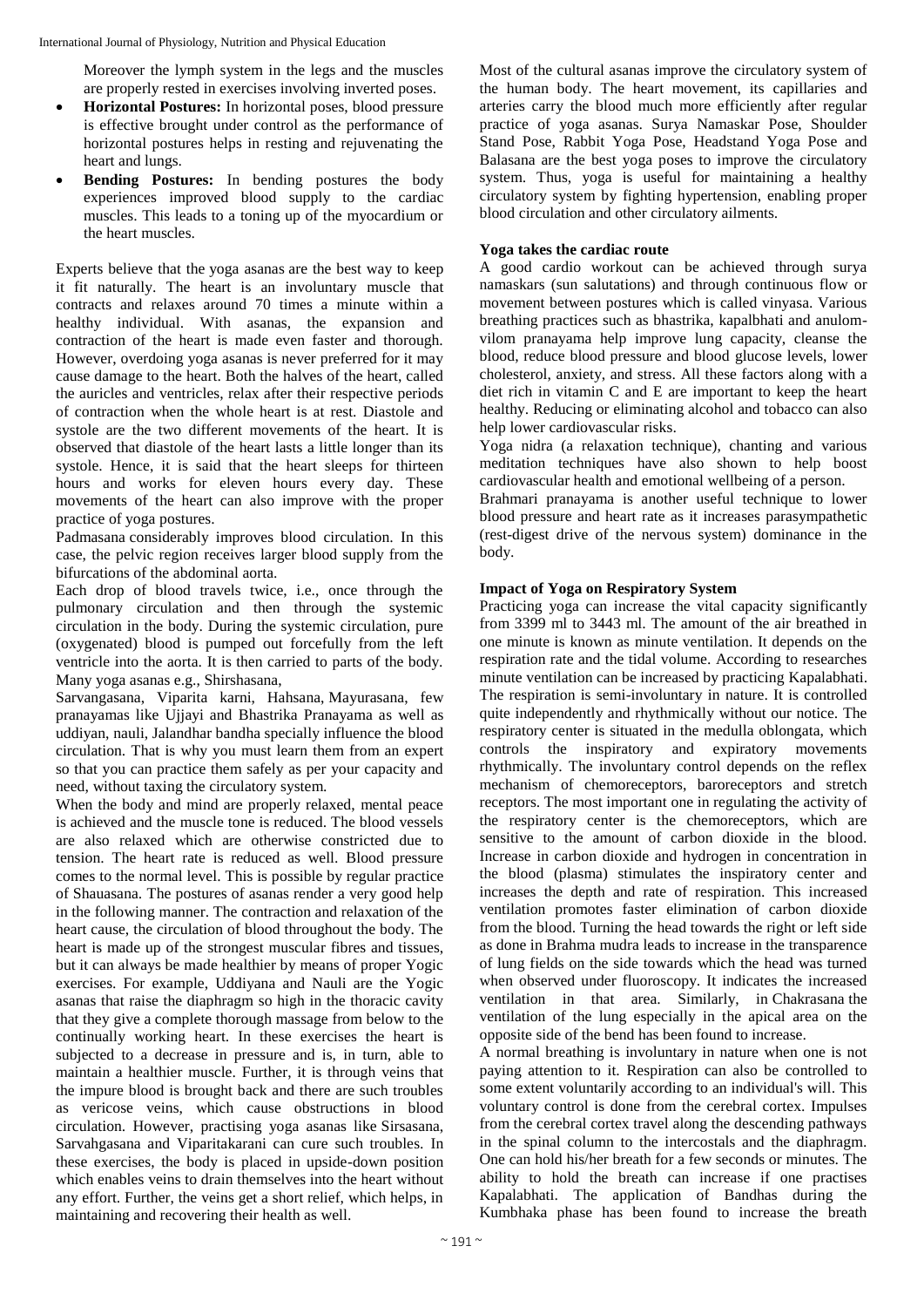Moreover the lymph system in the legs and the muscles are properly rested in exercises involving inverted poses.

- **Horizontal Postures:** In horizontal poses, blood pressure is effective brought under control as the performance of horizontal postures helps in resting and rejuvenating the heart and lungs.
- **Bending Postures:** In bending postures the body experiences improved blood supply to the cardiac muscles. This leads to a toning up of the myocardium or the heart muscles.

Experts believe that the yoga asanas are the best way to keep it fit naturally. The heart is an involuntary muscle that contracts and relaxes around 70 times a minute within a healthy individual. With asanas, the expansion and contraction of the heart is made even faster and thorough. However, overdoing yoga asanas is never preferred for it may cause damage to the heart. Both the halves of the heart, called the auricles and ventricles, relax after their respective periods of contraction when the whole heart is at rest. Diastole and systole are the two different movements of the heart. It is observed that diastole of the heart lasts a little longer than its systole. Hence, it is said that the heart sleeps for thirteen hours and works for eleven hours every day. These movements of the heart can also improve with the proper practice of yoga postures.

Padmasana considerably improves blood circulation. In this case, the pelvic region receives larger blood supply from the bifurcations of the abdominal aorta.

Each drop of blood travels twice, i.e., once through the pulmonary circulation and then through the systemic circulation in the body. During the systemic circulation, pure (oxygenated) blood is pumped out forcefully from the left ventricle into the aorta. It is then carried to parts of the body. Many yoga asanas e.g., Shirshasana, Sarvangasana, Viparita karni, Hahsana, Mayurasana, few pranayamas like Ujjayi and Bhastrika Pranayama as well as uddiyan, nauli, Jalandhar bandha specially influence the blood circulation. That is why you must learn them from an expert so that you can practice them safely as per your capacity and need, without taxing the circulatory system.

When the body and mind are properly relaxed, mental peace is achieved and the muscle tone is reduced. The blood vessels are also relaxed which are otherwise constricted due to tension. The heart rate is reduced as well. Blood pressure comes to the normal level. This is possible by regular practice of Shauasana. The postures of asanas render a very good help in the following manner. The contraction and relaxation of the heart cause, the circulation of blood throughout the body. The heart is made up of the strongest muscular fibres and tissues, but it can always be made healthier by means of proper Yogic exercises. For example, Uddiyana and Nauli are the Yogic asanas that raise the diaphragm so high in the thoracic cavity that they give a complete thorough massage from below to the continually working heart. In these exercises the heart is subjected to a decrease in pressure and is, in turn, able to maintain a healthier muscle. Further, it is through veins that the impure blood is brought back and there are such troubles as vericose veins, which cause obstructions in blood circulation. However, practising yoga asanas like Sirsasana, Sarvahgasana and Viparitakarani can cure such troubles. In these exercises, the body is placed in upside-down position which enables veins to drain themselves into the heart without any effort. Further, the veins get a short relief, which helps, in maintaining and recovering their health as well.

Most of the cultural asanas improve the circulatory system of the human body. The heart movement, its capillaries and arteries carry the blood much more efficiently after regular practice of yoga asanas. Surya Namaskar Pose, Shoulder Stand Pose, Rabbit Yoga Pose, Headstand Yoga Pose and Balasana are the best yoga poses to improve the circulatory system. Thus, yoga is useful for maintaining a healthy circulatory system by fighting hypertension, enabling proper blood circulation and other circulatory ailments.

### Yoga takes the cardiac route

A good cardio workout can be achieved through surya namaskars (sun salutations) and through continuous flow or movement between postures which is called vinyasa. Various breathing practices such as bhastrika, kapalbhati and anulom-vilom pranayama help improve lung capacity, cleanse the blood, reduce blood pressure and blood glucose levels, lower cholesterol, anxiety, and stress. All these factors along with a diet rich in vitamin C and E are important to keep the heart healthy. Reducing or eliminating alcohol and tobacco can also help lower cardiovascular risks.

Yoga nidra (a relaxation technique), chanting and various meditation techniques have also shown to help boost cardiovascular health and emotional wellbeing of a person.

Brahmari pranayama is another useful technique to lower blood pressure and heart rate as it increases parasympathetic (rest-digest drive of the nervous system) dominance in the body.

### Impact of Yoga on Respiratory System

Practicing yoga can increase the vital capacity significantly from 3399 ml to 3443 ml. The amount of the air breathed in one minute is known as minute ventilation. It depends on the respiration rate and the tidal volume. According to researches minute ventilation can be increased by practicing Kapalabhati. The respiration is semi-involuntary in nature. It is controlled quite independently and rhythmically without our notice. The respiratory center is situated in the medulla oblongata, which controls the inspiratory and expiratory movements rhythmically. The involuntary control depends on the reflex mechanism of chemoreceptors, baroreceptors and stretch receptors. The most important one in regulating the activity of the respiratory center is the chemoreceptors, which are sensitive to the amount of carbon dioxide in the blood. Increase in carbon dioxide and hydrogen in concentration in the blood (plasma) stimulates the inspiratory center and increases the depth and rate of respiration. This increased ventilation promotes faster elimination of carbon dioxide from the blood. Turning the head towards the right or left side as done in Brahma mudra leads to increase in the transparence of lung fields on the side towards which the head was turned when observed under fluoroscopy. It indicates the increased ventilation in that area. Similarly, in Chakrasana the ventilation of the lung especially in the apical area on the opposite side of the bend has been found to increase.

A normal breathing is involuntary in nature when one is not paying attention to it. Respiration can also be controlled to some extent voluntarily according to an individual's will. This voluntary control is done from the cerebral cortex. Impulses from the cerebral cortex travel along the descending pathways in the spinal column to the intercostals and the diaphragm. One can hold his/her breath for a few seconds or minutes. The ability to hold the breath can increase if one practises Kapalabhati. The application of Bandhas during the Kumbhaka phase has been found to increase the breath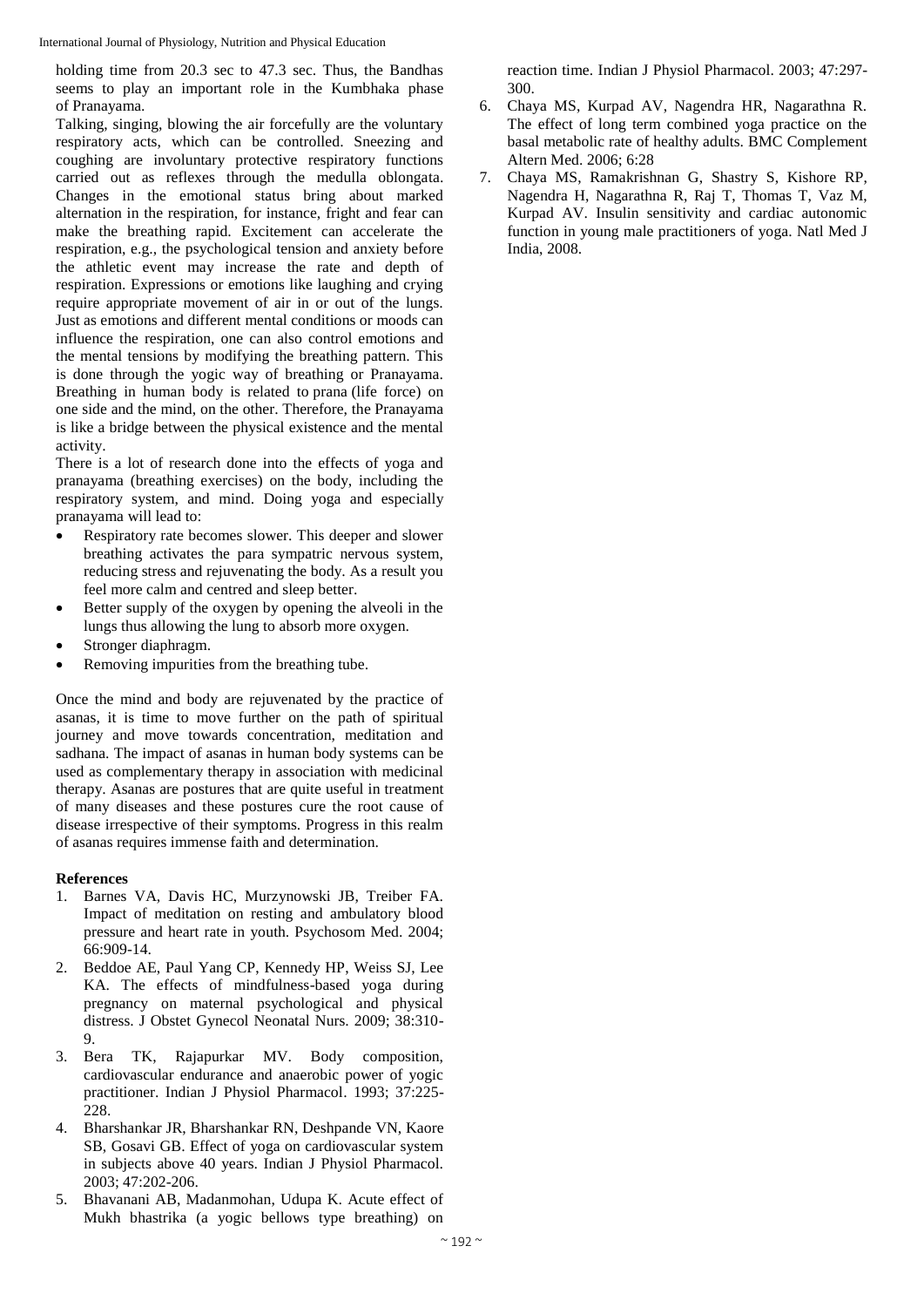holding time from 20.3 sec to 47.3 sec. Thus, the Bandhas seems to play an important role in the Kumbhaka phase of Pranayama.

Talking, singing, blowing the air forcefully are the voluntary respiratory acts, which can be controlled. Sneezing and coughing are involuntary protective respiratory functions carried out as reflexes through the medulla oblongata. Changes in the emotional status bring about marked alternation in the respiration, for instance, fright and fear can make the breathing rapid. Excitement can accelerate the respiration, e.g., the psychological tension and anxiety before the athletic event may increase the rate and depth of respiration. Expressions or emotions like laughing and crying require appropriate movement of air in or out of the lungs. Just as emotions and different mental conditions or moods can influence the respiration, one can also control emotions and the mental tensions by modifying the breathing pattern. This is done through the yogic way of breathing or Pranayama. Breathing in human body is related to prana (life force) on one side and the mind, on the other. Therefore, the Pranayama is like a bridge between the physical existence and the mental activity.

There is a lot of research done into the effects of yoga and pranayama (breathing exercises) on the body, including the respiratory system, and mind. Doing yoga and especially pranayama will lead to:

- Respiratory rate becomes slower. This deeper and slower breathing activates the para sympatric nervous system, reducing stress and rejuvenating the body. As a result you feel more calm and centred and sleep better.
- Better supply of the oxygen by opening the alveoli in the lungs thus allowing the lung to absorb more oxygen.
- Stronger diaphragm.
- Removing impurities from the breathing tube.

Once the mind and body are rejuvenated by the practice of asanas, it is time to move further on the path of spiritual journey and move towards concentration, meditation and sadhana. The impact of asanas in human body systems can be used as complementary therapy in association with medicinal therapy. Asanas are postures that are quite useful in treatment of many diseases and these postures cure the root cause of disease irrespective of their symptoms. Progress in this realm of asanas requires immense faith and determination.

## References

1. Barnes VA, Davis HC, Murzynowski JB, Treiber FA. Impact of meditation on resting and ambulatory blood pressure and heart rate in youth. Psychosom Med. 2004; 66:909-14.
2. Beddoe AE, Paul Yang CP, Kennedy HP, Weiss SJ, Lee KA. The effects of mindfulness-based yoga during pregnancy on maternal psychological and physical distress. J Obstet Gynecol Neonatal Nurs. 2009; 38:310-9.
3. Bera TK, Rajapurkar MV. Body composition, cardiovascular endurance and anaerobic power of yogic practitioner. Indian J Physiol Pharmacol. 1993; 37:225-228.
4. Bharshankar JR, Bharshankar RN, Deshpande VN, Kaore SB, Gosavi GB. Effect of yoga on cardiovascular system in subjects above 40 years. Indian J Physiol Pharmacol. 2003; 47:202-206.
5. Bhavanani AB, Madanmohan, Udupa K. Acute effect of Mukh bhastrika (a yogic bellows type breathing) on reaction time. Indian J Physiol Pharmacol. 2003; 47:297-300.
6. Chaya MS, Kurpad AV, Nagendra HR, Nagarathna R. The effect of long term combined yoga practice on the basal metabolic rate of healthy adults. BMC Complement Altern Med. 2006; 6:28
7. Chaya MS, Ramakrishnan G, Shastry S, Kishore RP, Nagendra H, Nagarathna R, Raj T, Thomas T, Vaz M, Kurpad AV. Insulin sensitivity and cardiac autonomic function in young male practitioners of yoga. Natl Med J India, 2008.